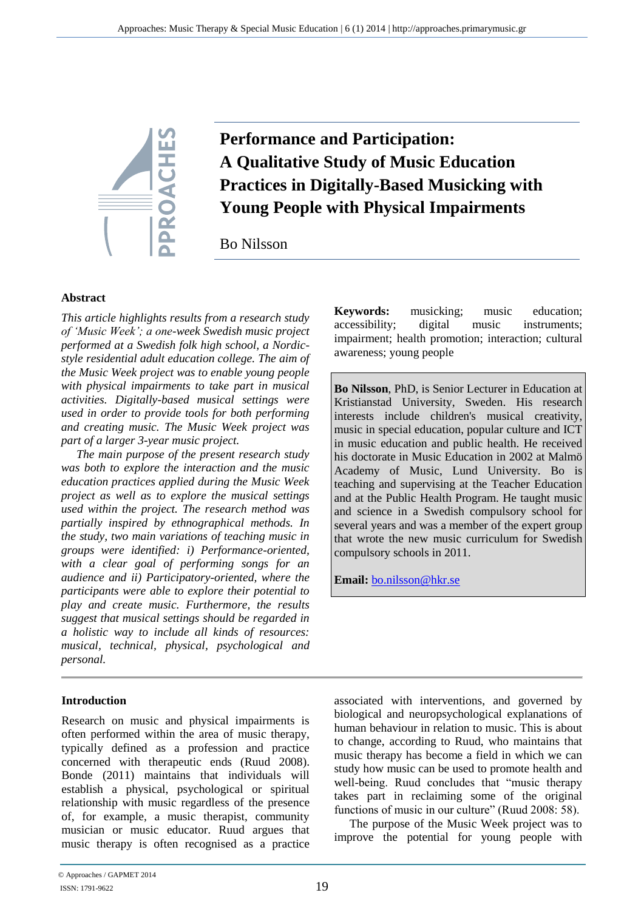# Performance and Participation: A Qualitative Study of Music Education Practices in Digitally-Based Musicking with Young People with Physical Impairments

Bo Nilsson

## Abstract

*This article highlights results from a research study of 'Music Week'; a one-week Swedish music project performed at a Swedish folk high school, a Nordic-style residential adult education college. The aim of the Music Week project was to enable young people with physical impairments to take part in musical activities. Digitally-based musical settings were used in order to provide tools for both performing and creating music. The Music Week project was part of a larger 3-year music project.*

*The main purpose of the present research study was both to explore the interaction and the music education practices applied during the Music Week project as well as to explore the musical settings used within the project. The research method was partially inspired by ethnographical methods. In the study, two main variations of teaching music in groups were identified: i) Performance-oriented, with a clear goal of performing songs for an audience and ii) Participatory-oriented, where the participants were able to explore their potential to play and create music. Furthermore, the results suggest that musical settings should be regarded in a holistic way to include all kinds of resources: musical, technical, physical, psychological and personal.*

**Keywords:** musicking; music education; accessibility; digital music instruments; impairment; health promotion; interaction; cultural awareness; young people

**Bo Nilsson**, PhD, is Senior Lecturer in Education at Kristianstad University, Sweden. His research interests include children's musical creativity, music in special education, popular culture and ICT in music education and public health. He received his doctorate in Music Education in 2002 at Malmö Academy of Music, Lund University. Bo is teaching and supervising at the Teacher Education and at the Public Health Program. He taught music and science in a Swedish compulsory school for several years and was a member of the expert group that wrote the new music curriculum for Swedish compulsory schools in 2011.

**Email:** bo.nilsson@hkr.se

## Introduction

Research on music and physical impairments is often performed within the area of music therapy, typically defined as a profession and practice concerned with therapeutic ends (Ruud 2008). Bonde (2011) maintains that individuals will establish a physical, psychological or spiritual relationship with music regardless of the presence of, for example, a music therapist, community musician or music educator. Ruud argues that music therapy is often recognised as a practice associated with interventions, and governed by biological and neuropsychological explanations of human behaviour in relation to music. This is about to change, according to Ruud, who maintains that music therapy has become a field in which we can study how music can be used to promote health and well-being. Ruud concludes that "music therapy takes part in reclaiming some of the original functions of music in our culture" (Ruud 2008: 58).

The purpose of the Music Week project was to improve the potential for young people with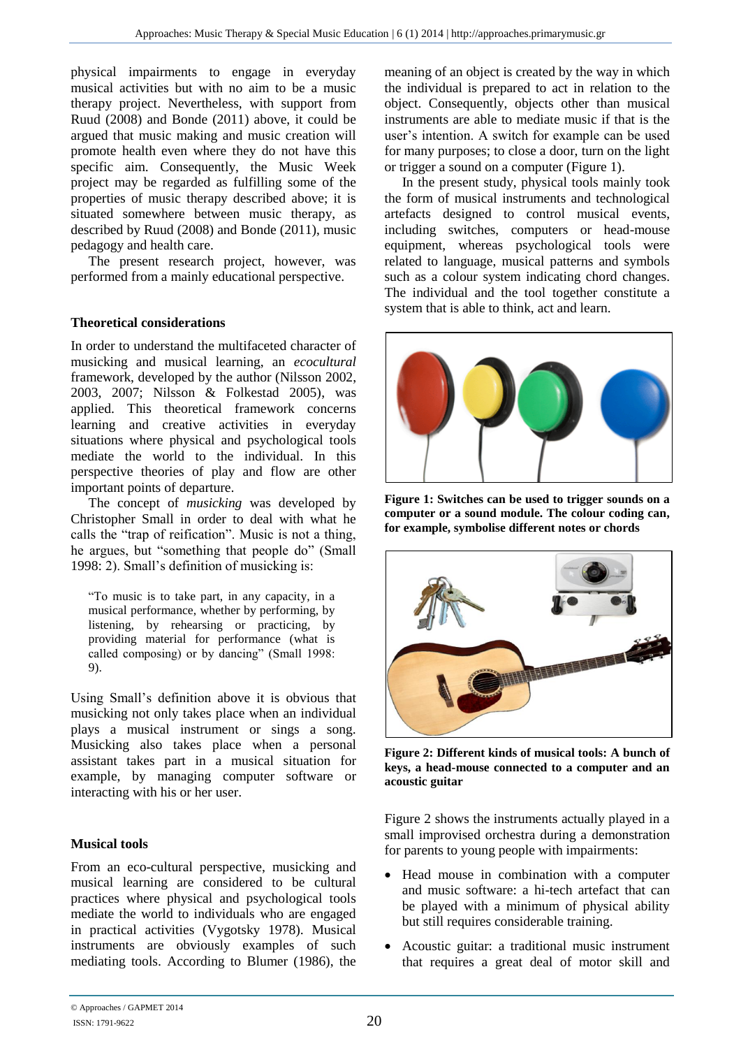physical impairments to engage in everyday musical activities but with no aim to be a music therapy project. Nevertheless, with support from Ruud (2008) and Bonde (2011) above, it could be argued that music making and music creation will promote health even where they do not have this specific aim. Consequently, the Music Week project may be regarded as fulfilling some of the properties of music therapy described above; it is situated somewhere between music therapy, as described by Ruud (2008) and Bonde (2011), music pedagogy and health care.

The present research project, however, was performed from a mainly educational perspective.

### Theoretical considerations

In order to understand the multifaceted character of musicking and musical learning, an *ecocultural* framework, developed by the author (Nilsson 2002, 2003, 2007; Nilsson & Folkestad 2005), was applied. This theoretical framework concerns learning and creative activities in everyday situations where physical and psychological tools mediate the world to the individual. In this perspective theories of play and flow are other important points of departure.

The concept of *musicking* was developed by Christopher Small in order to deal with what he calls the "trap of reification". Music is not a thing, he argues, but "something that people do" (Small 1998: 2). Small's definition of musicking is:

> "To music is to take part, in any capacity, in a musical performance, whether by performing, by listening, by rehearsing or practicing, by providing material for performance (what is called composing) or by dancing" (Small 1998: 9).

Using Small's definition above it is obvious that musicking not only takes place when an individual plays a musical instrument or sings a song. Musicking also takes place when a personal assistant takes part in a musical situation for example, by managing computer software or interacting with his or her user.

### Musical tools

From an eco-cultural perspective, musicking and musical learning are considered to be cultural practices where physical and psychological tools mediate the world to individuals who are engaged in practical activities (Vygotsky 1978). Musical instruments are obviously examples of such mediating tools. According to Blumer (1986), the meaning of an object is created by the way in which the individual is prepared to act in relation to the object. Consequently, objects other than musical instruments are able to mediate music if that is the user's intention. A switch for example can be used for many purposes; to close a door, turn on the light or trigger a sound on a computer (Figure 1).

In the present study, physical tools mainly took the form of musical instruments and technological artefacts designed to control musical events, including switches, computers or head-mouse equipment, whereas psychological tools were related to language, musical patterns and symbols such as a colour system indicating chord changes. The individual and the tool together constitute a system that is able to think, act and learn.

**Figure 1: Switches can be used to trigger sounds on a computer or a sound module. The colour coding can, for example, symbolise different notes or chords**

**Figure 2: Different kinds of musical tools: A bunch of keys, a head-mouse connected to a computer and an acoustic guitar**

Figure 2 shows the instruments actually played in a small improvised orchestra during a demonstration for parents to young people with impairments:

- Head mouse in combination with a computer and music software: a hi-tech artefact that can be played with a minimum of physical ability but still requires considerable training.
- Acoustic guitar: a traditional music instrument that requires a great deal of motor skill and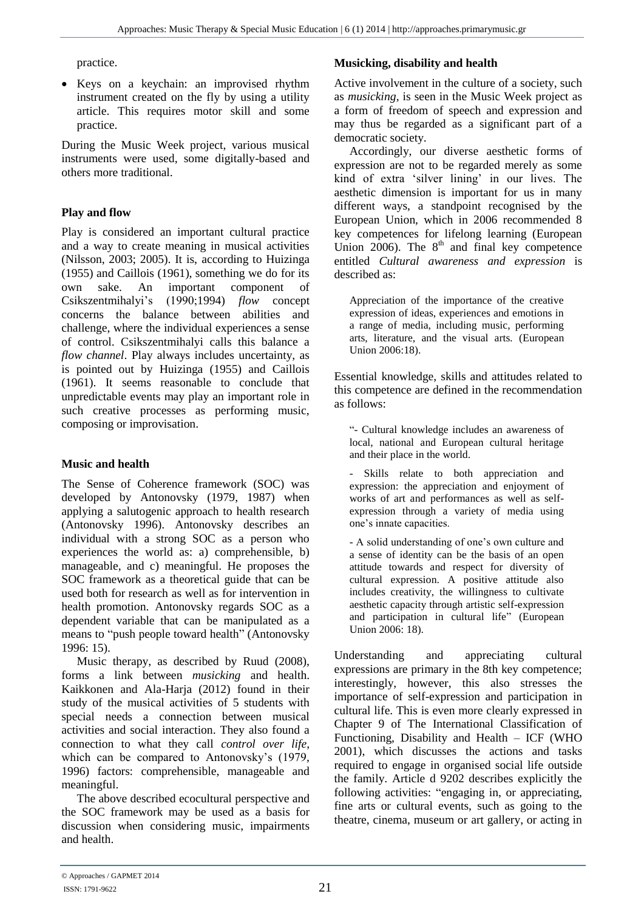practice.

- Keys on a keychain: an improvised rhythm instrument created on the fly by using a utility article. This requires motor skill and some practice.

During the Music Week project, various musical instruments were used, some digitally-based and others more traditional.

**Play and flow**

Play is considered an important cultural practice and a way to create meaning in musical activities (Nilsson, 2003; 2005). It is, according to Huizinga (1955) and Caillois (1961), something we do for its own sake. An important component of Csikszentmihalyi's (1990;1994) *flow* concept concerns the balance between abilities and challenge, where the individual experiences a sense of control. Csikszentmihalyi calls this balance a *flow channel*. Play always includes uncertainty, as is pointed out by Huizinga (1955) and Caillois (1961). It seems reasonable to conclude that unpredictable events may play an important role in such creative processes as performing music, composing or improvisation.

**Music and health**

The Sense of Coherence framework (SOC) was developed by Antonovsky (1979, 1987) when applying a salutogenic approach to health research (Antonovsky 1996). Antonovsky describes an individual with a strong SOC as a person who experiences the world as: a) comprehensible, b) manageable, and c) meaningful. He proposes the SOC framework as a theoretical guide that can be used both for research as well as for intervention in health promotion. Antonovsky regards SOC as a dependent variable that can be manipulated as a means to "push people toward health" (Antonovsky 1996: 15).

Music therapy, as described by Ruud (2008), forms a link between *musicking* and health. Kaikkonen and Ala-Harja (2012) found in their study of the musical activities of 5 students with special needs a connection between musical activities and social interaction. They also found a connection to what they call *control over life*, which can be compared to Antonovsky's (1979, 1996) factors: comprehensible, manageable and meaningful.

The above described ecocultural perspective and the SOC framework may be used as a basis for discussion when considering music, impairments and health.

**Musicking, disability and health**

Active involvement in the culture of a society, such as *musicking*, is seen in the Music Week project as a form of freedom of speech and expression and may thus be regarded as a significant part of a democratic society.

Accordingly, our diverse aesthetic forms of expression are not to be regarded merely as some kind of extra 'silver lining' in our lives. The aesthetic dimension is important for us in many different ways, a standpoint recognised by the European Union, which in 2006 recommended 8 key competences for lifelong learning (European Union 2006). The 8th and final key competence entitled *Cultural awareness and expression* is described as:

> Appreciation of the importance of the creative expression of ideas, experiences and emotions in a range of media, including music, performing arts, literature, and the visual arts. (European Union 2006:18).

Essential knowledge, skills and attitudes related to this competence are defined in the recommendation as follows:

> "- Cultural knowledge includes an awareness of local, national and European cultural heritage and their place in the world.
>
> - Skills relate to both appreciation and expression: the appreciation and enjoyment of works of art and performances as well as self-expression through a variety of media using one's innate capacities.
>
> - A solid understanding of one's own culture and a sense of identity can be the basis of an open attitude towards and respect for diversity of cultural expression. A positive attitude also includes creativity, the willingness to cultivate aesthetic capacity through artistic self-expression and participation in cultural life" (European Union 2006: 18).

Understanding and appreciating cultural expressions are primary in the 8th key competence; interestingly, however, this also stresses the importance of self-expression and participation in cultural life. This is even more clearly expressed in Chapter 9 of The International Classification of Functioning, Disability and Health – ICF (WHO 2001), which discusses the actions and tasks required to engage in organised social life outside the family. Article d 9202 describes explicitly the following activities: "engaging in, or appreciating, fine arts or cultural events, such as going to the theatre, cinema, museum or art gallery, or acting in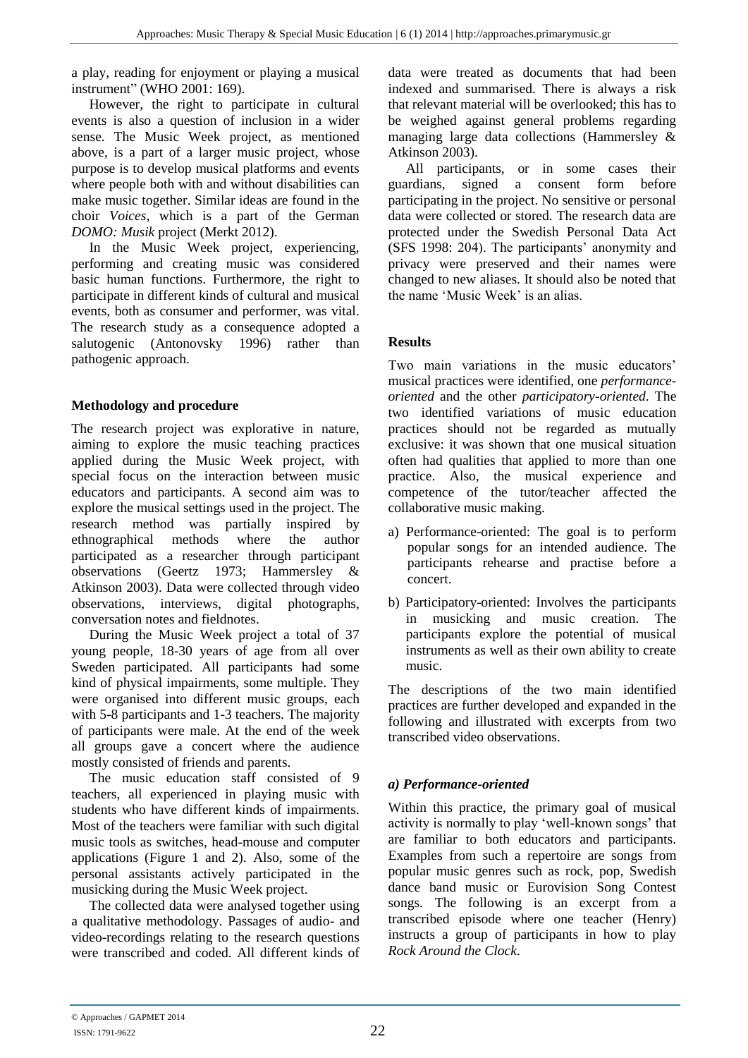a play, reading for enjoyment or playing a musical instrument" (WHO 2001: 169).

However, the right to participate in cultural events is also a question of inclusion in a wider sense. The Music Week project, as mentioned above, is a part of a larger music project, whose purpose is to develop musical platforms and events where people both with and without disabilities can make music together. Similar ideas are found in the choir *Voices*, which is a part of the German *DOMO: Musik* project (Merkt 2012).

In the Music Week project, experiencing, performing and creating music was considered basic human functions. Furthermore, the right to participate in different kinds of cultural and musical events, both as consumer and performer, was vital. The research study as a consequence adopted a salutogenic (Antonovsky 1996) rather than pathogenic approach.

## Methodology and procedure

The research project was explorative in nature, aiming to explore the music teaching practices applied during the Music Week project, with special focus on the interaction between music educators and participants. A second aim was to explore the musical settings used in the project. The research method was partially inspired by ethnographical methods where the author participated as a researcher through participant observations (Geertz 1973; Hammersley & Atkinson 2003). Data were collected through video observations, interviews, digital photographs, conversation notes and fieldnotes.

During the Music Week project a total of 37 young people, 18-30 years of age from all over Sweden participated. All participants had some kind of physical impairments, some multiple. They were organised into different music groups, each with 5-8 participants and 1-3 teachers. The majority of participants were male. At the end of the week all groups gave a concert where the audience mostly consisted of friends and parents.

The music education staff consisted of 9 teachers, all experienced in playing music with students who have different kinds of impairments. Most of the teachers were familiar with such digital music tools as switches, head-mouse and computer applications (Figure 1 and 2). Also, some of the personal assistants actively participated in the musicking during the Music Week project.

The collected data were analysed together using a qualitative methodology. Passages of audio- and video-recordings relating to the research questions were transcribed and coded. All different kinds of data were treated as documents that had been indexed and summarised. There is always a risk that relevant material will be overlooked; this has to be weighed against general problems regarding managing large data collections (Hammersley & Atkinson 2003).

All participants, or in some cases their guardians, signed a consent form before participating in the project. No sensitive or personal data were collected or stored. The research data are protected under the Swedish Personal Data Act (SFS 1998: 204). The participants' anonymity and privacy were preserved and their names were changed to new aliases. It should also be noted that the name 'Music Week' is an alias.

## Results

Two main variations in the music educators' musical practices were identified, one *performance-oriented* and the other *participatory-oriented*. The two identified variations of music education practices should not be regarded as mutually exclusive: it was shown that one musical situation often had qualities that applied to more than one practice. Also, the musical experience and competence of the tutor/teacher affected the collaborative music making.

a) Performance-oriented: The goal is to perform popular songs for an intended audience. The participants rehearse and practise before a concert.

b) Participatory-oriented: Involves the participants in musicking and music creation. The participants explore the potential of musical instruments as well as their own ability to create music.

The descriptions of the two main identified practices are further developed and expanded in the following and illustrated with excerpts from two transcribed video observations.

### *a) Performance-oriented*

Within this practice, the primary goal of musical activity is normally to play 'well-known songs' that are familiar to both educators and participants. Examples from such a repertoire are songs from popular music genres such as rock, pop, Swedish dance band music or Eurovision Song Contest songs. The following is an excerpt from a transcribed episode where one teacher (Henry) instructs a group of participants in how to play *Rock Around the Clock*.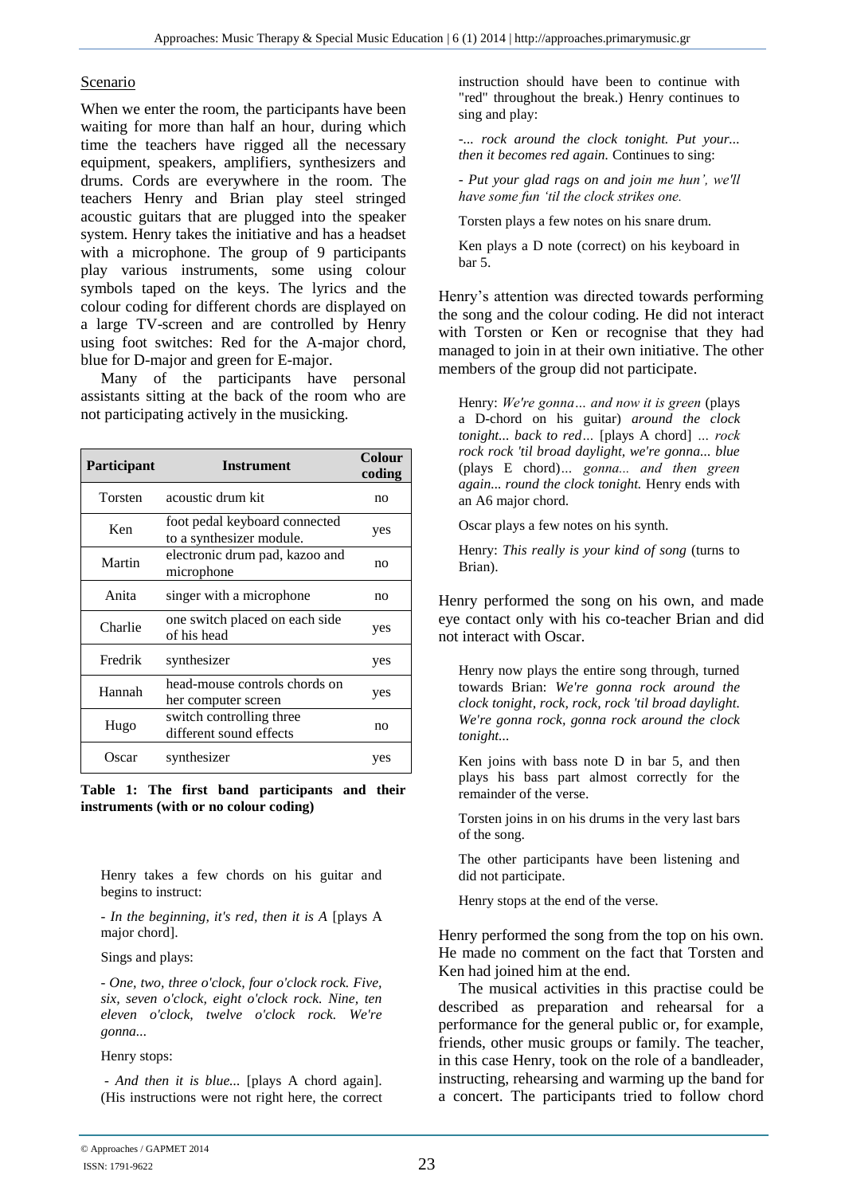Scenario

When we enter the room, the participants have been waiting for more than half an hour, during which time the teachers have rigged all the necessary equipment, speakers, amplifiers, synthesizers and drums. Cords are everywhere in the room. The teachers Henry and Brian play steel stringed acoustic guitars that are plugged into the speaker system. Henry takes the initiative and has a headset with a microphone. The group of 9 participants play various instruments, some using colour symbols taped on the keys. The lyrics and the colour coding for different chords are displayed on a large TV-screen and are controlled by Henry using foot switches: Red for the A-major chord, blue for D-major and green for E-major.

Many of the participants have personal assistants sitting at the back of the room who are not participating actively in the musicking.

| Participant | Instrument | Colour coding |
|---|---|---|
| Torsten | acoustic drum kit | no |
| Ken | foot pedal keyboard connected to a synthesizer module. | yes |
| Martin | electronic drum pad, kazoo and microphone | no |
| Anita | singer with a microphone | no |
| Charlie | one switch placed on each side of his head | yes |
| Fredrik | synthesizer | yes |
| Hannah | head-mouse controls chords on her computer screen | yes |
| Hugo | switch controlling three different sound effects | no |
| Oscar | synthesizer | yes |

**Table 1: The first band participants and their instruments (with or no colour coding)**

> Henry takes a few chords on his guitar and begins to instruct:
>
> - *In the beginning, it's red, then it is A* [plays A major chord].
>
> Sings and plays:
>
> - *One, two, three o'clock, four o'clock rock. Five, six, seven o'clock, eight o'clock rock. Nine, ten eleven o'clock, twelve o'clock rock. We're gonna...*
>
> Henry stops:
>
> - *And then it is blue...* [plays A chord again]. (His instructions were not right here, the correct instruction should have been to continue with "red" throughout the break.) Henry continues to sing and play:
>
> -*... rock around the clock tonight. Put your... then it becomes red again.* Continues to sing:
>
> - *Put your glad rags on and join me hun', we'll have some fun 'til the clock strikes one.*
>
> Torsten plays a few notes on his snare drum.
>
> Ken plays a D note (correct) on his keyboard in bar 5.

Henry's attention was directed towards performing the song and the colour coding. He did not interact with Torsten or Ken or recognise that they had managed to join in at their own initiative. The other members of the group did not participate.

> Henry: *We're gonna… and now it is green* (plays a D-chord on his guitar) *around the clock tonight... back to red…* [plays A chord] *… rock rock rock 'til broad daylight, we're gonna... blue* (plays E chord)*… gonna... and then green again... round the clock tonight.* Henry ends with an A6 major chord.
>
> Oscar plays a few notes on his synth.
>
> Henry: *This really is your kind of song* (turns to Brian).

Henry performed the song on his own, and made eye contact only with his co-teacher Brian and did not interact with Oscar.

> Henry now plays the entire song through, turned towards Brian: *We're gonna rock around the clock tonight, rock, rock, rock 'til broad daylight. We're gonna rock, gonna rock around the clock tonight...*
>
> Ken joins with bass note D in bar 5, and then plays his bass part almost correctly for the remainder of the verse.
>
> Torsten joins in on his drums in the very last bars of the song.
>
> The other participants have been listening and did not participate.
>
> Henry stops at the end of the verse.

Henry performed the song from the top on his own. He made no comment on the fact that Torsten and Ken had joined him at the end.

The musical activities in this practise could be described as preparation and rehearsal for a performance for the general public or, for example, friends, other music groups or family. The teacher, in this case Henry, took on the role of a bandleader, instructing, rehearsing and warming up the band for a concert. The participants tried to follow chord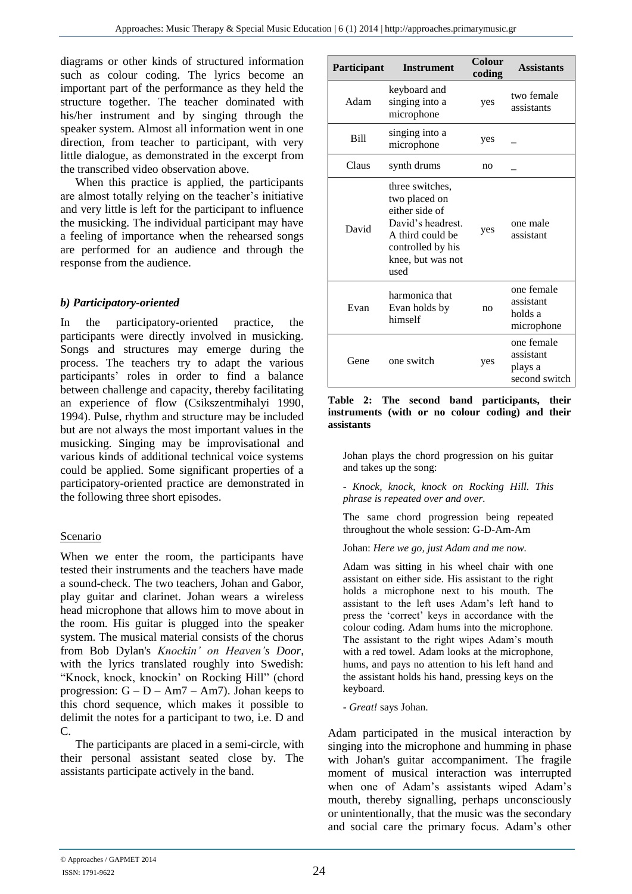diagrams or other kinds of structured information such as colour coding. The lyrics become an important part of the performance as they held the structure together. The teacher dominated with his/her instrument and by singing through the speaker system. Almost all information went in one direction, from teacher to participant, with very little dialogue, as demonstrated in the excerpt from the transcribed video observation above.

When this practice is applied, the participants are almost totally relying on the teacher's initiative and very little is left for the participant to influence the musicking. The individual participant may have a feeling of importance when the rehearsed songs are performed for an audience and through the response from the audience.

### *b) Participatory-oriented*

In the participatory-oriented practice, the participants were directly involved in musicking. Songs and structures may emerge during the process. The teachers try to adapt the various participants' roles in order to find a balance between challenge and capacity, thereby facilitating an experience of flow (Csikszentmihalyi 1990, 1994). Pulse, rhythm and structure may be included but are not always the most important values in the musicking. Singing may be improvisational and various kinds of additional technical voice systems could be applied. Some significant properties of a participatory-oriented practice are demonstrated in the following three short episodes.

Scenario

When we enter the room, the participants have tested their instruments and the teachers have made a sound-check. The two teachers, Johan and Gabor, play guitar and clarinet. Johan wears a wireless head microphone that allows him to move about in the room. His guitar is plugged into the speaker system. The musical material consists of the chorus from Bob Dylan's *Knockin' on Heaven's Door*, with the lyrics translated roughly into Swedish: "Knock, knock, knockin' on Rocking Hill" (chord progression: G – D – Am7 – Am7). Johan keeps to this chord sequence, which makes it possible to delimit the notes for a participant to two, i.e. D and C.

The participants are placed in a semi-circle, with their personal assistant seated close by. The assistants participate actively in the band.

| Participant | Instrument | Colour coding | Assistants |
|---|---|---|---|
| Adam | keyboard and singing into a microphone | yes | two female assistants |
| Bill | singing into a microphone | yes | – |
| Claus | synth drums | no | – |
| David | three switches, two placed on either side of David's headrest. A third could be controlled by his knee, but was not used | yes | one male assistant |
| Evan | harmonica that Evan holds by himself | no | one female assistant holds a microphone |
| Gene | one switch | yes | one female assistant plays a second switch |

**Table 2: The second band participants, their instruments (with or no colour coding) and their assistants**

> Johan plays the chord progression on his guitar and takes up the song:
>
> - *Knock, knock, knock on Rocking Hill. This phrase is repeated over and over.*
>
> The same chord progression being repeated throughout the whole session: G-D-Am-Am
>
> Johan: *Here we go, just Adam and me now.*
>
> Adam was sitting in his wheel chair with one assistant on either side. His assistant to the right holds a microphone next to his mouth. The assistant to the left uses Adam's left hand to press the 'correct' keys in accordance with the colour coding. Adam hums into the microphone. The assistant to the right wipes Adam's mouth with a red towel. Adam looks at the microphone, hums, and pays no attention to his left hand and the assistant holds his hand, pressing keys on the keyboard.
>
> - *Great!* says Johan.

Adam participated in the musical interaction by singing into the microphone and humming in phase with Johan's guitar accompaniment. The fragile moment of musical interaction was interrupted when one of Adam's assistants wiped Adam's mouth, thereby signalling, perhaps unconsciously or unintentionally, that the music was the secondary and social care the primary focus. Adam's other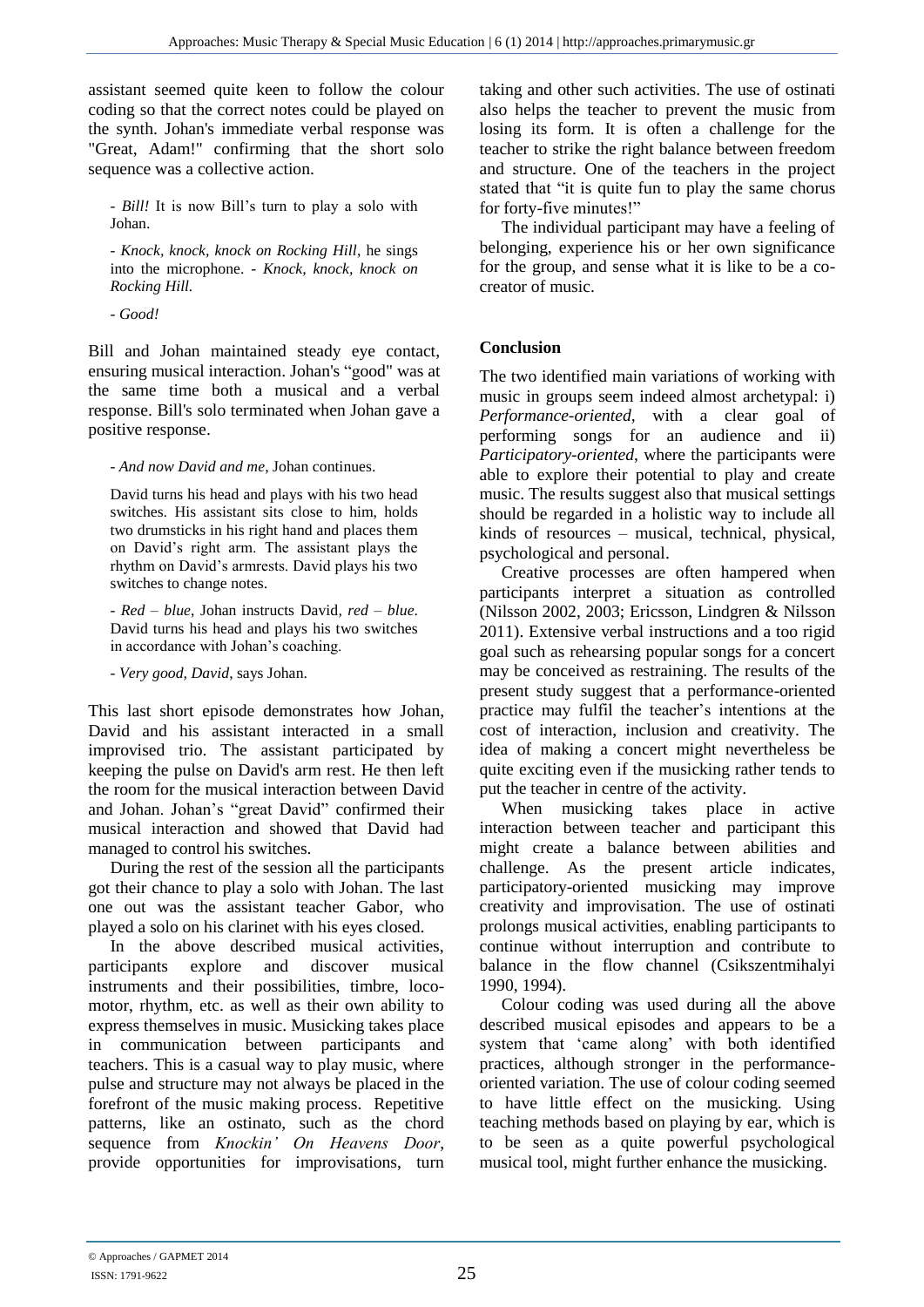assistant seemed quite keen to follow the colour coding so that the correct notes could be played on the synth. Johan's immediate verbal response was "Great, Adam!" confirming that the short solo sequence was a collective action.

> - *Bill!* It is now Bill's turn to play a solo with Johan.
>
> - *Knock, knock, knock on Rocking Hill*, he sings into the microphone. - *Knock, knock, knock on Rocking Hill.*
>
> - *Good!*

Bill and Johan maintained steady eye contact, ensuring musical interaction. Johan's "good" was at the same time both a musical and a verbal response. Bill's solo terminated when Johan gave a positive response.

> - *And now David and me*, Johan continues.
>
> David turns his head and plays with his two head switches. His assistant sits close to him, holds two drumsticks in his right hand and places them on David's right arm. The assistant plays the rhythm on David's armrests. David plays his two switches to change notes.
>
> - *Red – blue*, Johan instructs David, *red – blue*. David turns his head and plays his two switches in accordance with Johan's coaching.
>
> - *Very good, David*, says Johan.

This last short episode demonstrates how Johan, David and his assistant interacted in a small improvised trio. The assistant participated by keeping the pulse on David's arm rest. He then left the room for the musical interaction between David and Johan. Johan's "great David" confirmed their musical interaction and showed that David had managed to control his switches.

During the rest of the session all the participants got their chance to play a solo with Johan. The last one out was the assistant teacher Gabor, who played a solo on his clarinet with his eyes closed.

In the above described musical activities, participants explore and discover musical instruments and their possibilities, timbre, loco-motor, rhythm, etc. as well as their own ability to express themselves in music. Musicking takes place in communication between participants and teachers. This is a casual way to play music, where pulse and structure may not always be placed in the forefront of the music making process. Repetitive patterns, like an ostinato, such as the chord sequence from *Knockin' On Heavens Door*, provide opportunities for improvisations, turn taking and other such activities. The use of ostinati also helps the teacher to prevent the music from losing its form. It is often a challenge for the teacher to strike the right balance between freedom and structure. One of the teachers in the project stated that "it is quite fun to play the same chorus for forty-five minutes!"

The individual participant may have a feeling of belonging, experience his or her own significance for the group, and sense what it is like to be a co-creator of music.

## Conclusion

The two identified main variations of working with music in groups seem indeed almost archetypal: i) *Performance-oriented*, with a clear goal of performing songs for an audience and ii) *Participatory-oriented*, where the participants were able to explore their potential to play and create music. The results suggest also that musical settings should be regarded in a holistic way to include all kinds of resources – musical, technical, physical, psychological and personal.

Creative processes are often hampered when participants interpret a situation as controlled (Nilsson 2002, 2003; Ericsson, Lindgren & Nilsson 2011). Extensive verbal instructions and a too rigid goal such as rehearsing popular songs for a concert may be conceived as restraining. The results of the present study suggest that a performance-oriented practice may fulfil the teacher's intentions at the cost of interaction, inclusion and creativity. The idea of making a concert might nevertheless be quite exciting even if the musicking rather tends to put the teacher in centre of the activity.

When musicking takes place in active interaction between teacher and participant this might create a balance between abilities and challenge. As the present article indicates, participatory-oriented musicking may improve creativity and improvisation. The use of ostinati prolongs musical activities, enabling participants to continue without interruption and contribute to balance in the flow channel (Csikszentmihalyi 1990, 1994).

Colour coding was used during all the above described musical episodes and appears to be a system that 'came along' with both identified practices, although stronger in the performance-oriented variation. The use of colour coding seemed to have little effect on the musicking. Using teaching methods based on playing by ear, which is to be seen as a quite powerful psychological musical tool, might further enhance the musicking.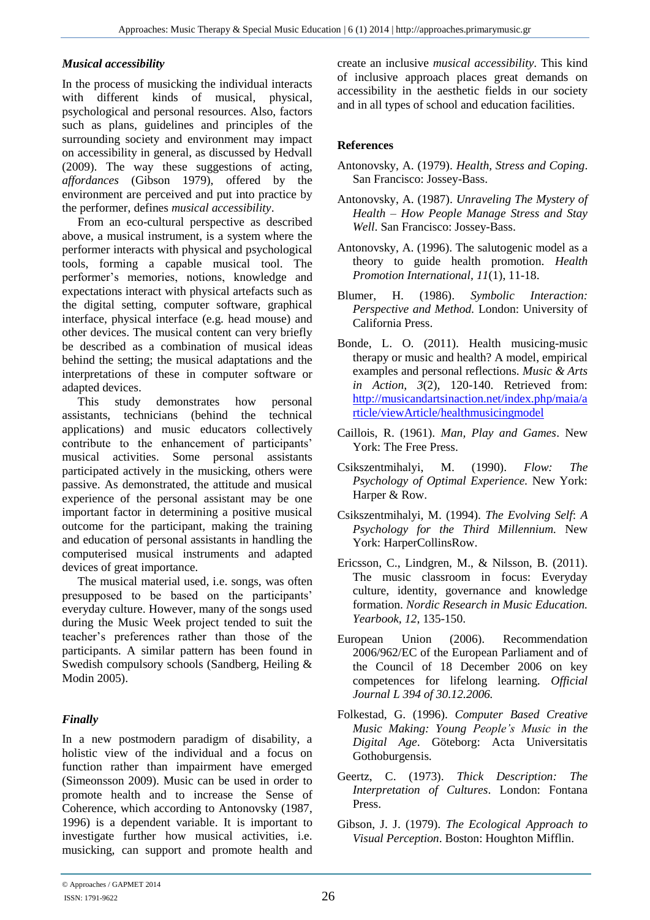### *Musical accessibility*

In the process of musicking the individual interacts with different kinds of musical, physical, psychological and personal resources. Also, factors such as plans, guidelines and principles of the surrounding society and environment may impact on accessibility in general, as discussed by Hedvall (2009). The way these suggestions of acting, *affordances* (Gibson 1979), offered by the environment are perceived and put into practice by the performer, defines *musical accessibility*.

From an eco-cultural perspective as described above, a musical instrument, is a system where the performer interacts with physical and psychological tools, forming a capable musical tool. The performer's memories, notions, knowledge and expectations interact with physical artefacts such as the digital setting, computer software, graphical interface, physical interface (e.g. head mouse) and other devices. The musical content can very briefly be described as a combination of musical ideas behind the setting; the musical adaptations and the interpretations of these in computer software or adapted devices.

This study demonstrates how personal assistants, technicians (behind the technical applications) and music educators collectively contribute to the enhancement of participants' musical activities. Some personal assistants participated actively in the musicking, others were passive. As demonstrated, the attitude and musical experience of the personal assistant may be one important factor in determining a positive musical outcome for the participant, making the training and education of personal assistants in handling the computerised musical instruments and adapted devices of great importance.

The musical material used, i.e. songs, was often presupposed to be based on the participants' everyday culture. However, many of the songs used during the Music Week project tended to suit the teacher's preferences rather than those of the participants. A similar pattern has been found in Swedish compulsory schools (Sandberg, Heiling & Modin 2005).

### *Finally*

In a new postmodern paradigm of disability, a holistic view of the individual and a focus on function rather than impairment have emerged (Simeonsson 2009). Music can be used in order to promote health and to increase the Sense of Coherence, which according to Antonovsky (1987, 1996) is a dependent variable. It is important to investigate further how musical activities, i.e. musicking, can support and promote health and create an inclusive *musical accessibility*. This kind of inclusive approach places great demands on accessibility in the aesthetic fields in our society and in all types of school and education facilities.

### References

Antonovsky, A. (1979). *Health, Stress and Coping*. San Francisco: Jossey-Bass.

Antonovsky, A. (1987). *Unraveling The Mystery of Health – How People Manage Stress and Stay Well*. San Francisco: Jossey-Bass.

Antonovsky, A. (1996). The salutogenic model as a theory to guide health promotion. *Health Promotion International, 11*(1), 11-18.

Blumer, H. (1986). *Symbolic Interaction: Perspective and Method.* London: University of California Press.

Bonde, L. O. (2011). Health musicing-music therapy or music and health? A model, empirical examples and personal reflections. *Music & Arts in Action, 3*(2), 120-140. Retrieved from: http://musicandartsinaction.net/index.php/maia/article/viewArticle/healthmusicingmodel

Caillois, R. (1961). *Man, Play and Games*. New York: The Free Press.

Csikszentmihalyi, M. (1990). *Flow: The Psychology of Optimal Experience.* New York: Harper & Row.

Csikszentmihalyi, M. (1994). *The Evolving Self: A Psychology for the Third Millennium.* New York: HarperCollinsRow.

Ericsson, C., Lindgren, M., & Nilsson, B. (2011). The music classroom in focus: Everyday culture, identity, governance and knowledge formation. *Nordic Research in Music Education. Yearbook, 12*, 135-150.

European Union (2006). Recommendation 2006/962/EC of the European Parliament and of the Council of 18 December 2006 on key competences for lifelong learning. *Official Journal L 394 of 30.12.2006.*

Folkestad, G. (1996). *Computer Based Creative Music Making: Young People's Music in the Digital Age*. Göteborg: Acta Universitatis Gothoburgensis.

Geertz, C. (1973). *Thick Description: The Interpretation of Cultures*. London: Fontana Press.

Gibson, J. J. (1979). *The Ecological Approach to Visual Perception*. Boston: Houghton Mifflin.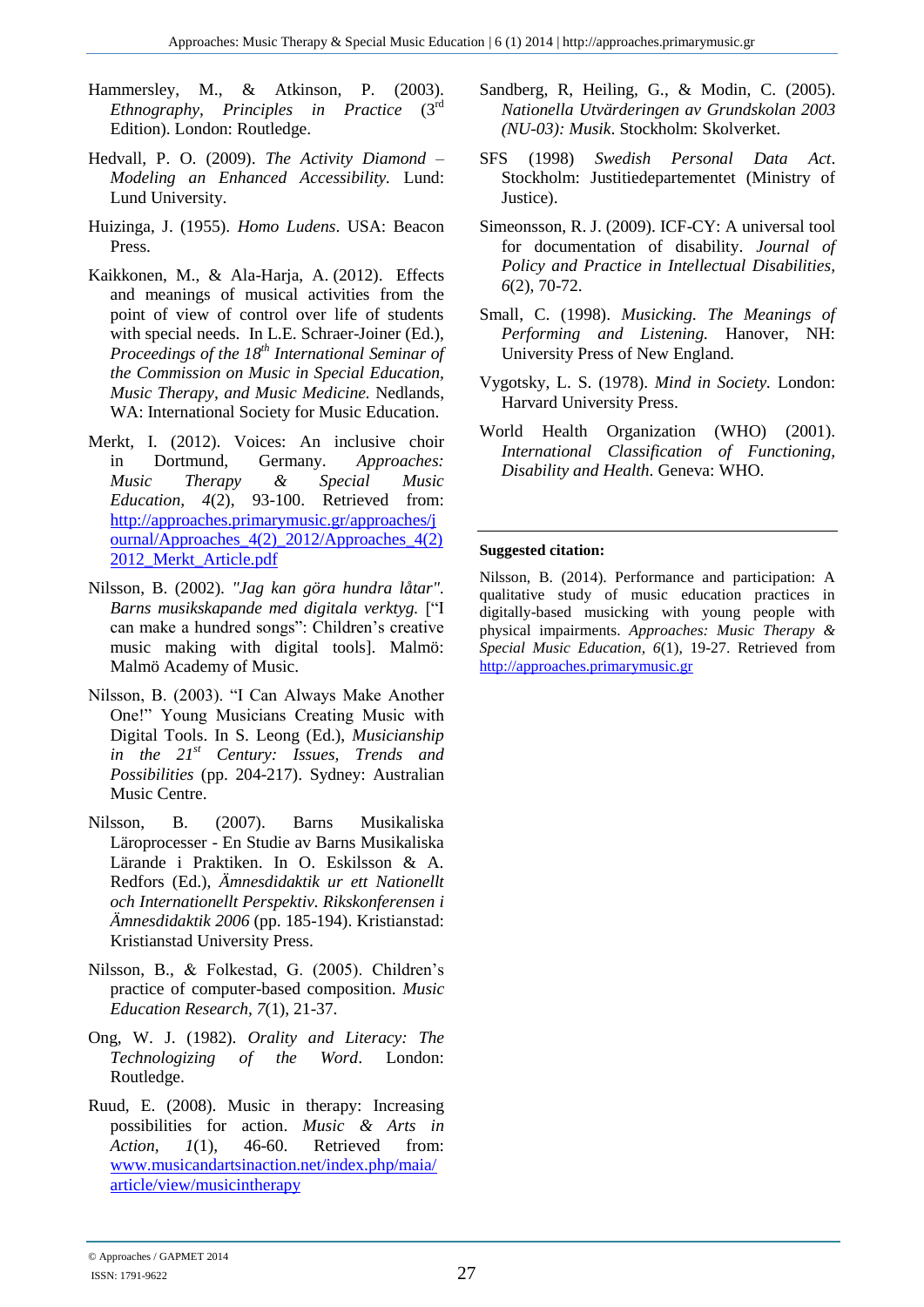Hammersley, M., & Atkinson, P. (2003). *Ethnography, Principles in Practice* (3rd Edition). London: Routledge.

Hedvall, P. O. (2009). *The Activity Diamond – Modeling an Enhanced Accessibility.* Lund: Lund University.

Huizinga, J. (1955). *Homo Ludens*. USA: Beacon Press.

Kaikkonen, M., & Ala-Harja, A. (2012). Effects and meanings of musical activities from the point of view of control over life of students with special needs. In L.E. Schraer-Joiner (Ed.), *Proceedings of the 18th International Seminar of the Commission on Music in Special Education, Music Therapy, and Music Medicine.* Nedlands, WA: International Society for Music Education.

Merkt, I. (2012). Voices: An inclusive choir in Dortmund, Germany. *Approaches: Music Therapy & Special Music Education, 4*(2), 93-100. Retrieved from: [http://approaches.primarymusic.gr/approaches/journal/Approaches_4(2)_2012/Approaches_4(2)2012_Merkt_Article.pdf](http://approaches.primarymusic.gr/approaches/journal/Approaches_4(2)_2012/Approaches_4(2)2012_Merkt_Article.pdf)

Nilsson, B. (2002). *"Jag kan göra hundra låtar". Barns musikskapande med digitala verktyg.* ["I can make a hundred songs": Children's creative music making with digital tools]. Malmö: Malmö Academy of Music.

Nilsson, B. (2003). "I Can Always Make Another One!" Young Musicians Creating Music with Digital Tools. In S. Leong (Ed.), *Musicianship in the 21st Century: Issues, Trends and Possibilities* (pp. 204-217). Sydney: Australian Music Centre.

Nilsson, B. (2007). Barns Musikaliska Läroprocesser - En Studie av Barns Musikaliska Lärande i Praktiken. In O. Eskilsson & A. Redfors (Ed.), *Ämnesdidaktik ur ett Nationellt och Internationellt Perspektiv. Rikskonferensen i Ämnesdidaktik 2006* (pp. 185-194). Kristianstad: Kristianstad University Press.

Nilsson, B., & Folkestad, G. (2005). Children's practice of computer-based composition. *Music Education Research, 7*(1), 21-37.

Ong, W. J. (1982). *Orality and Literacy: The Technologizing of the Word*. London: Routledge.

Ruud, E. (2008). Music in therapy: Increasing possibilities for action. *Music & Arts in Action, 1*(1), 46-60. Retrieved from: [www.musicandartsinaction.net/index.php/maia/article/view/musicintherapy](www.musicandartsinaction.net/index.php/maia/article/view/musicintherapy)

Sandberg, R, Heiling, G., & Modin, C. (2005). *Nationella Utvärderingen av Grundskolan 2003 (NU-03): Musik*. Stockholm: Skolverket.

SFS (1998) *Swedish Personal Data Act*. Stockholm: Justitiedepartementet (Ministry of Justice).

Simeonsson, R. J. (2009). ICF-CY: A universal tool for documentation of disability. *Journal of Policy and Practice in Intellectual Disabilities, 6*(2), 70-72.

Small, C. (1998). *Musicking. The Meanings of Performing and Listening.* Hanover, NH: University Press of New England.

Vygotsky, L. S. (1978). *Mind in Society.* London: Harvard University Press.

World Health Organization (WHO) (2001). *International Classification of Functioning, Disability and Health*. Geneva: WHO.

---

**Suggested citation:**

Nilsson, B. (2014). Performance and participation: A qualitative study of music education practices in digitally-based musicking with young people with physical impairments. *Approaches: Music Therapy & Special Music Education, 6*(1), 19-27. Retrieved from [http://approaches.primarymusic.gr](http://approaches.primarymusic.gr)